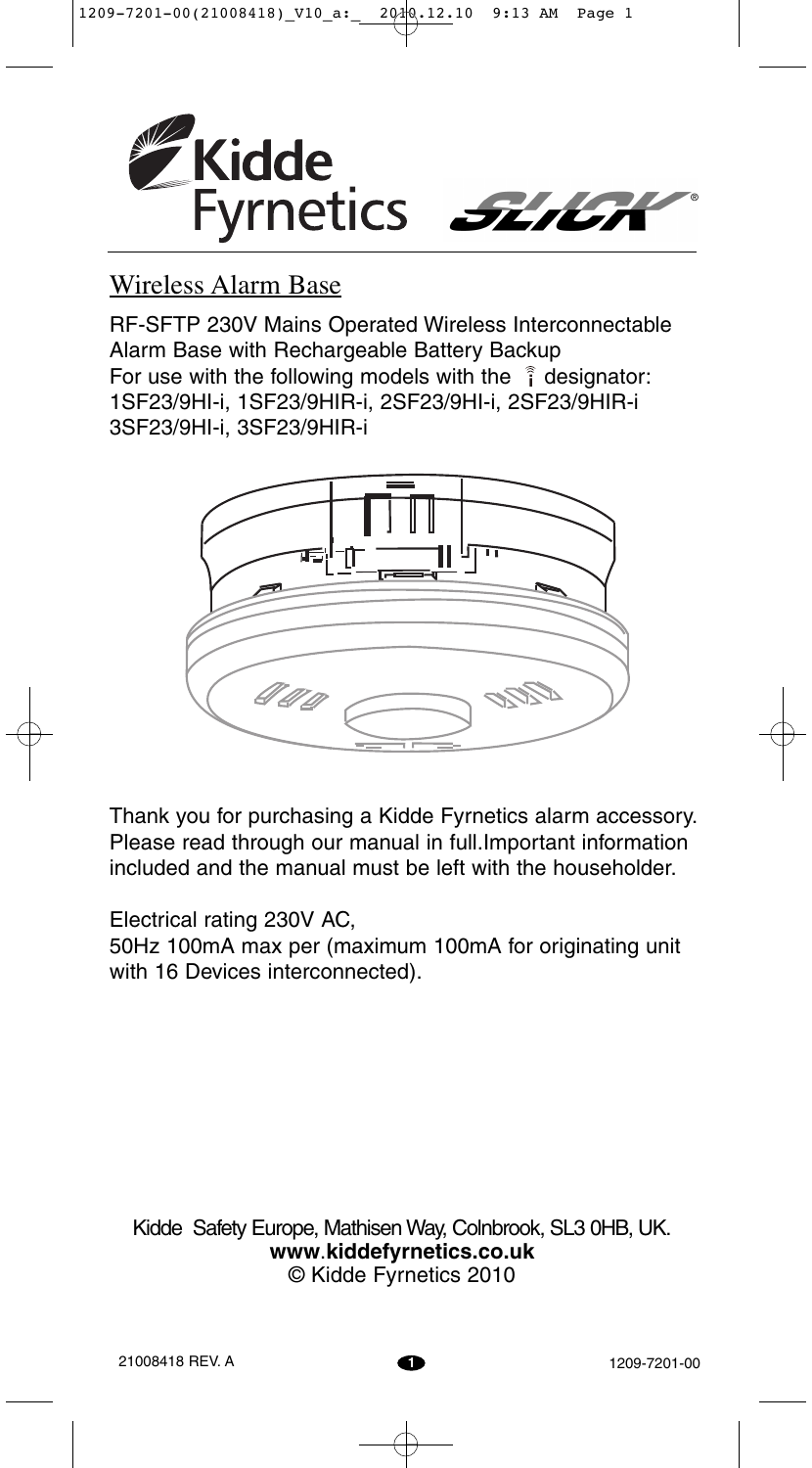Kidde Fyrnetics SLICK®

## Wireless Alarm Base

RF-SFTP 230V Mains Operated Wireless Interconnectable Alarm Base with Rechargeable Battery Backup
For use with the following models with the i designator:
1SF23/9HI-i, 1SF23/9HIR-i, 2SF23/9HI-i, 2SF23/9HIR-i
3SF23/9HI-i, 3SF23/9HIR-i

Thank you for purchasing a Kidde Fyrnetics alarm accessory. Please read through our manual in full.Important information included and the manual must be left with the householder.

Electrical rating 230V AC,
50Hz 100mA max per (maximum 100mA for originating unit with 16 Devices interconnected).

Kidde Safety Europe, Mathisen Way, Colnbrook, SL3 0HB, UK.
**www.kiddefyrnetics.co.uk**
© Kidde Fyrnetics 2010

21008418 REV. A 1209-7201-00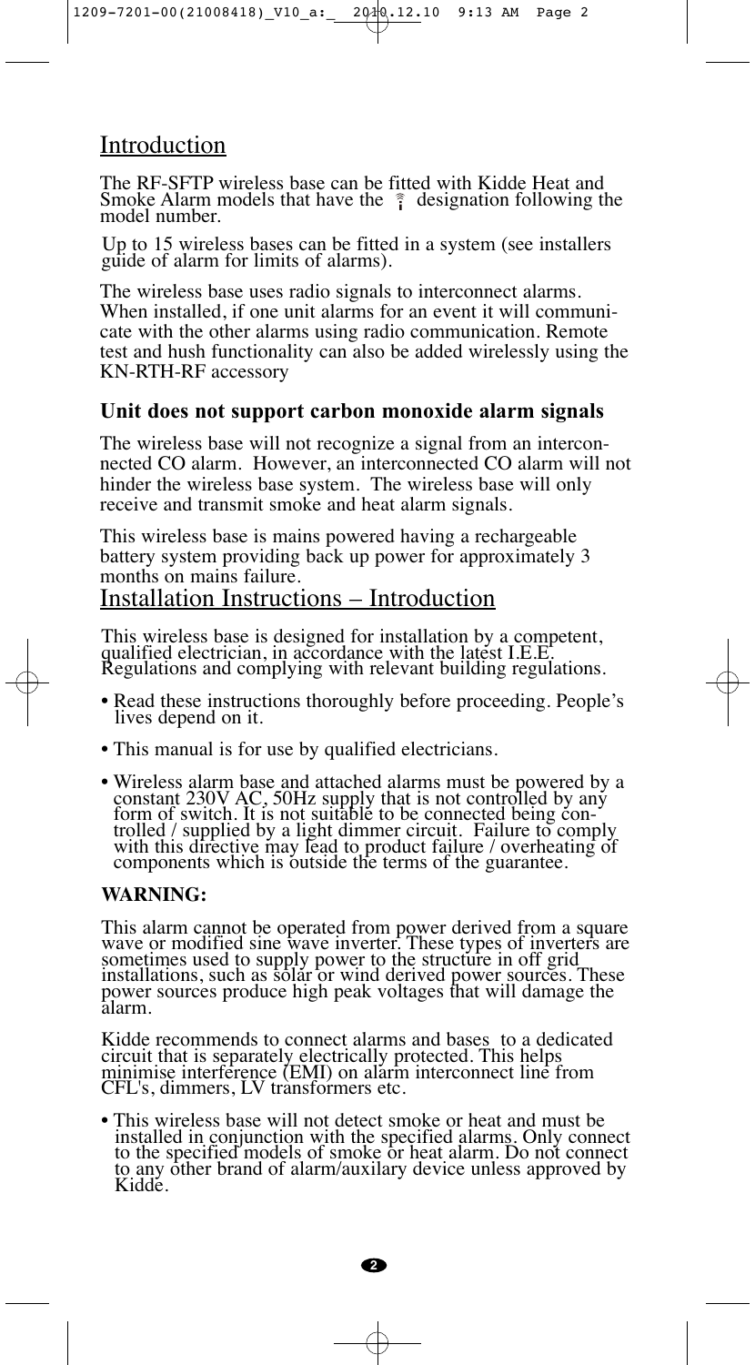## Introduction

The RF-SFTP wireless base can be fitted with Kidde Heat and Smoke Alarm models that have the designation following the model number.

Up to 15 wireless bases can be fitted in a system (see installers guide of alarm for limits of alarms).

The wireless base uses radio signals to interconnect alarms. When installed, if one unit alarms for an event it will communicate with the other alarms using radio communication. Remote test and hush functionality can also be added wirelessly using the KN-RTH-RF accessory

### Unit does not support carbon monoxide alarm signals

The wireless base will not recognize a signal from an interconnected CO alarm. However, an interconnected CO alarm will not hinder the wireless base system. The wireless base will only receive and transmit smoke and heat alarm signals.

This wireless base is mains powered having a rechargeable battery system providing back up power for approximately 3 months on mains failure.

## Installation Instructions – Introduction

This wireless base is designed for installation by a competent, qualified electrician, in accordance with the latest I.E.E. Regulations and complying with relevant building regulations.

- Read these instructions thoroughly before proceeding. People's lives depend on it.
- This manual is for use by qualified electricians.
- Wireless alarm base and attached alarms must be powered by a constant 230V AC, 50Hz supply that is not controlled by any form of switch. It is not suitable to be connected being controlled / supplied by a light dimmer circuit. Failure to comply with this directive may lead to product failure / overheating of components which is outside the terms of the guarantee.

**WARNING:**

This alarm cannot be operated from power derived from a square wave or modified sine wave inverter. These types of inverters are sometimes used to supply power to the structure in off grid installations, such as solar or wind derived power sources. These power sources produce high peak voltages that will damage the alarm.

Kidde recommends to connect alarms and bases to a dedicated circuit that is separately electrically protected. This helps minimise interference (EMI) on alarm interconnect line from CFL's, dimmers, LV transformers etc.

- This wireless base will not detect smoke or heat and must be installed in conjunction with the specified alarms. Only connect to the specified models of smoke or heat alarm. Do not connect to any other brand of alarm/auxilary device unless approved by Kidde.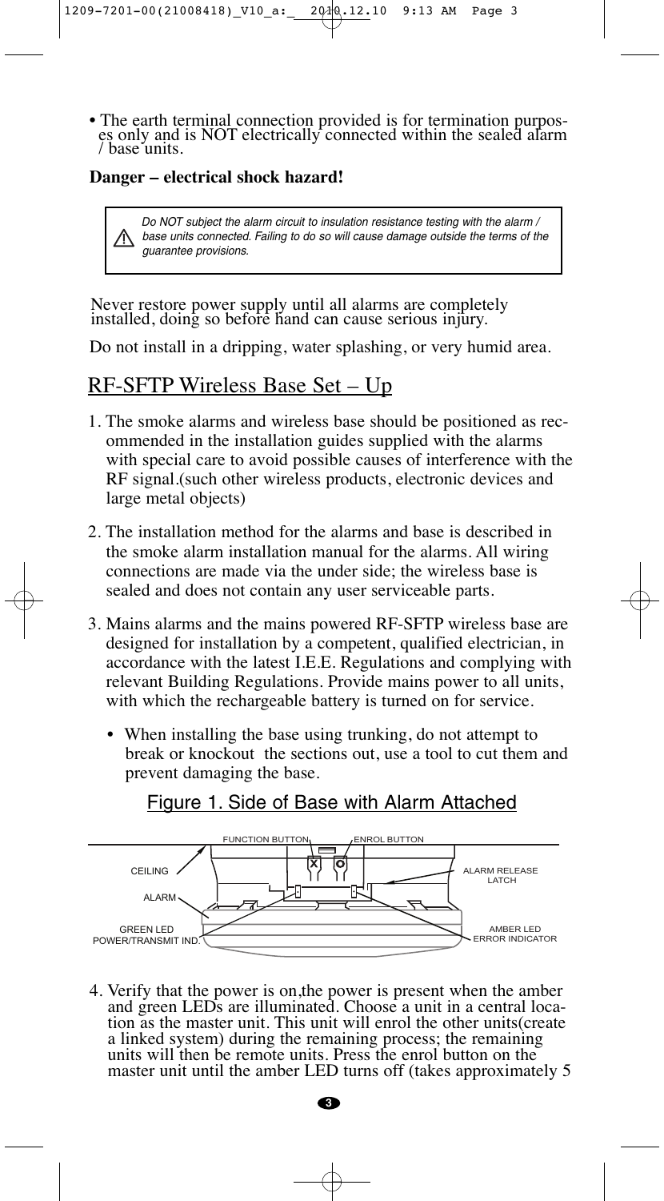- The earth terminal connection provided is for termination purposes only and is NOT electrically connected within the sealed alarm / base units.

**Danger – electrical shock hazard!**

> ⚠ *Do NOT subject the alarm circuit to insulation resistance testing with the alarm / base units connected. Failing to do so will cause damage outside the terms of the guarantee provisions.*

Never restore power supply until all alarms are completely installed, doing so before hand can cause serious injury.

Do not install in a dripping, water splashing, or very humid area.

## RF-SFTP Wireless Base Set – Up

1. The smoke alarms and wireless base should be positioned as recommended in the installation guides supplied with the alarms with special care to avoid possible causes of interference with the RF signal.(such other wireless products, electronic devices and large metal objects)

2. The installation method for the alarms and base is described in the smoke alarm installation manual for the alarms. All wiring connections are made via the under side; the wireless base is sealed and does not contain any user serviceable parts.

3. Mains alarms and the mains powered RF-SFTP wireless base are designed for installation by a competent, qualified electrician, in accordance with the latest I.E.E. Regulations and complying with relevant Building Regulations. Provide mains power to all units, with which the rechargeable battery is turned on for service.

   - When installing the base using trunking, do not attempt to break or knockout the sections out, use a tool to cut them and prevent damaging the base.

Figure 1. Side of Base with Alarm Attached

FUNCTION BUTTON, ENROL BUTTON, CEILING, ALARM RELEASE LATCH, ALARM, GREEN LED POWER/TRANSMIT IND., AMBER LED ERROR INDICATOR

4. Verify that the power is on,the power is present when the amber and green LEDs are illuminated. Choose a unit in a central location as the master unit. This unit will enrol the other units(create a linked system) during the remaining process; the remaining units will then be remote units. Press the enrol button on the master unit until the amber LED turns off (takes approximately 5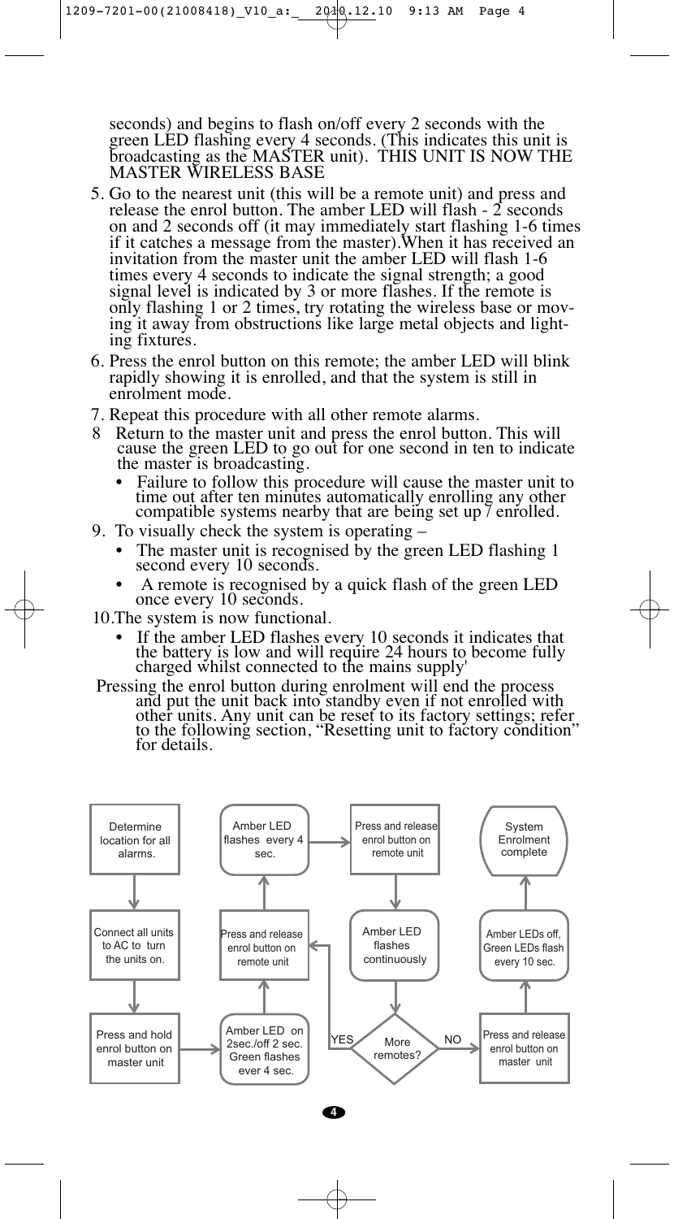seconds) and begins to flash on/off every 2 seconds with the green LED flashing every 4 seconds. (This indicates this unit is broadcasting as the MASTER unit). THIS UNIT IS NOW THE MASTER WIRELESS BASE

5. Go to the nearest unit (this will be a remote unit) and press and release the enrol button. The amber LED will flash - 2 seconds on and 2 seconds off (it may immediately start flashing 1-6 times if it catches a message from the master).When it has received an invitation from the master unit the amber LED will flash 1-6 times every 4 seconds to indicate the signal strength; a good signal level is indicated by 3 or more flashes. If the remote is only flashing 1 or 2 times, try rotating the wireless base or moving it away from obstructions like large metal objects and lighting fixtures.
6. Press the enrol button on this remote; the amber LED will blink rapidly showing it is enrolled, and that the system is still in enrolment mode.
7. Repeat this procedure with all other remote alarms.
8. Return to the master unit and press the enrol button. This will cause the green LED to go out for one second in ten to indicate the master is broadcasting.
   - Failure to follow this procedure will cause the master unit to time out after ten minutes automatically enrolling any other compatible systems nearby that are being set up / enrolled.
9. To visually check the system is operating –
   - The master unit is recognised by the green LED flashing 1 second every 10 seconds.
   - A remote is recognised by a quick flash of the green LED once every 10 seconds.
10. The system is now functional.
    - If the amber LED flashes every 10 seconds it indicates that the battery is low and will require 24 hours to become fully charged whilst connected to the mains supply'

Pressing the enrol button during enrolment will end the process and put the unit back into standby even if not enrolled with other units. Any unit can be reset to its factory settings; refer to the following section, "Resetting unit to factory condition" for details.

Determine location for all alarms. → Connect all units to AC to turn the units on. → Press and hold enrol button on master unit → Amber LED on 2sec./off 2 sec. Green flashes ever 4 sec. → Press and release enrol button on remote unit → Amber LED flashes every 4 sec. → Press and release enrol button on remote unit → Amber LED flashes continuously → More remotes? (YES → Press and release enrol button on remote unit; NO → Press and release enrol button on master unit) → Amber LEDs off, Green LEDs flash every 10 sec. → System Enrolment complete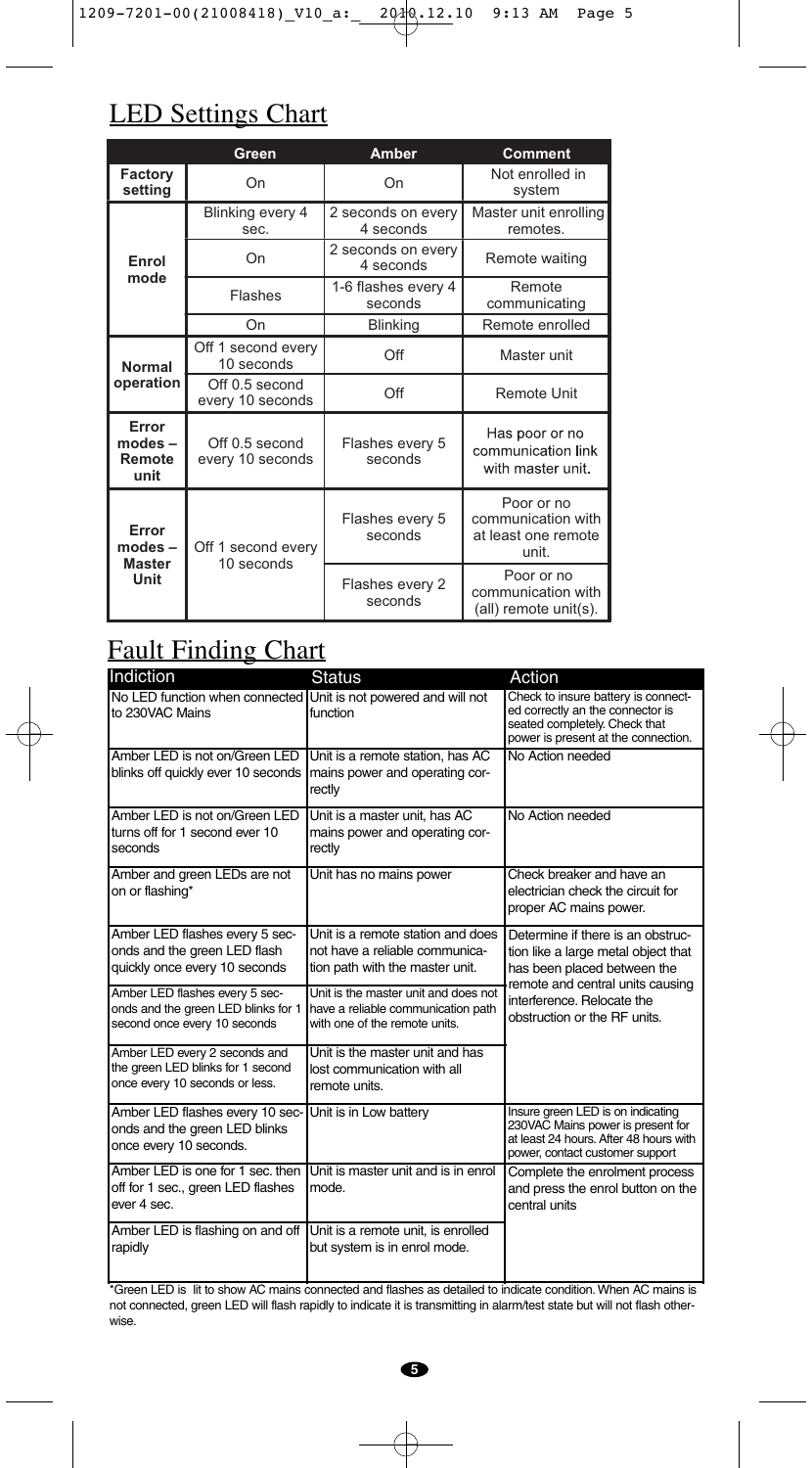## LED Settings Chart

| | Green | Amber | Comment |
|---|---|---|---|
| **Factory setting** | On | On | Not enrolled in system |
| **Enrol mode** | Blinking every 4 sec. | 2 seconds on every 4 seconds | Master unit enrolling remotes. |
| | On | 2 seconds on every 4 seconds | Remote waiting |
| | Flashes | 1-6 flashes every 4 seconds | Remote communicating |
| | On | Blinking | Remote enrolled |
| **Normal operation** | Off 1 second every 10 seconds | Off | Master unit |
| | Off 0.5 second every 10 seconds | Off | Remote Unit |
| **Error modes – Remote unit** | Off 0.5 second every 10 seconds | Flashes every 5 seconds | Has poor or no communication link with master unit. |
| **Error modes – Master Unit** | Off 1 second every 10 seconds | Flashes every 5 seconds | Poor or no communication with at least one remote unit. |
| | | Flashes every 2 seconds | Poor or no communication with (all) remote unit(s). |

## Fault Finding Chart

| Indiction | Status | Action |
|---|---|---|
| No LED function when connected to 230VAC Mains | Unit is not powered and will not function | Check to insure battery is connected correctly an the connector is seated completely. Check that power is present at the connection. |
| Amber LED is not on/Green LED blinks off quickly ever 10 seconds | Unit is a remote station, has AC mains power and operating correctly | No Action needed |
| Amber LED is not on/Green LED turns off for 1 second ever 10 seconds | Unit is a master unit, has AC mains power and operating correctly | No Action needed |
| Amber and green LEDs are not on or flashing* | Unit has no mains power | Check breaker and have an electrician check the circuit for proper AC mains power. |
| Amber LED flashes every 5 seconds and the green LED flash quickly once every 10 seconds | Unit is a remote station and does not have a reliable communication path with the master unit. | Determine if there is an obstruction like a large metal object that has been placed between the remote and central units causing interference. Relocate the obstruction or the RF units. |
| Amber LED flashes every 5 seconds and the green LED blinks for 1 second once every 10 seconds | Unit is the master unit and does not have a reliable communication path with one of the remote units. | |
| Amber LED every 2 seconds and the green LED blinks for 1 second once every 10 seconds or less. | Unit is the master unit and has lost communication with all remote units. | |
| Amber LED flashes every 10 seconds and the green LED blinks once every 10 seconds. | Unit is in Low battery | Insure green LED is on indicating 230VAC Mains power is present for at least 24 hours. After 48 hours with power, contact customer support |
| Amber LED is one for 1 sec. then off for 1 sec., green LED flashes ever 4 sec. | Unit is master unit and is in enrol mode. | Complete the enrolment process and press the enrol button on the central units |
| Amber LED is flashing on and off rapidly | Unit is a remote unit, is enrolled but system is in enrol mode. | |

*Green LED is lit to show AC mains connected and flashes as detailed to indicate condition. When AC mains is not connected, green LED will flash rapidly to indicate it is transmitting in alarm/test state but will not flash otherwise.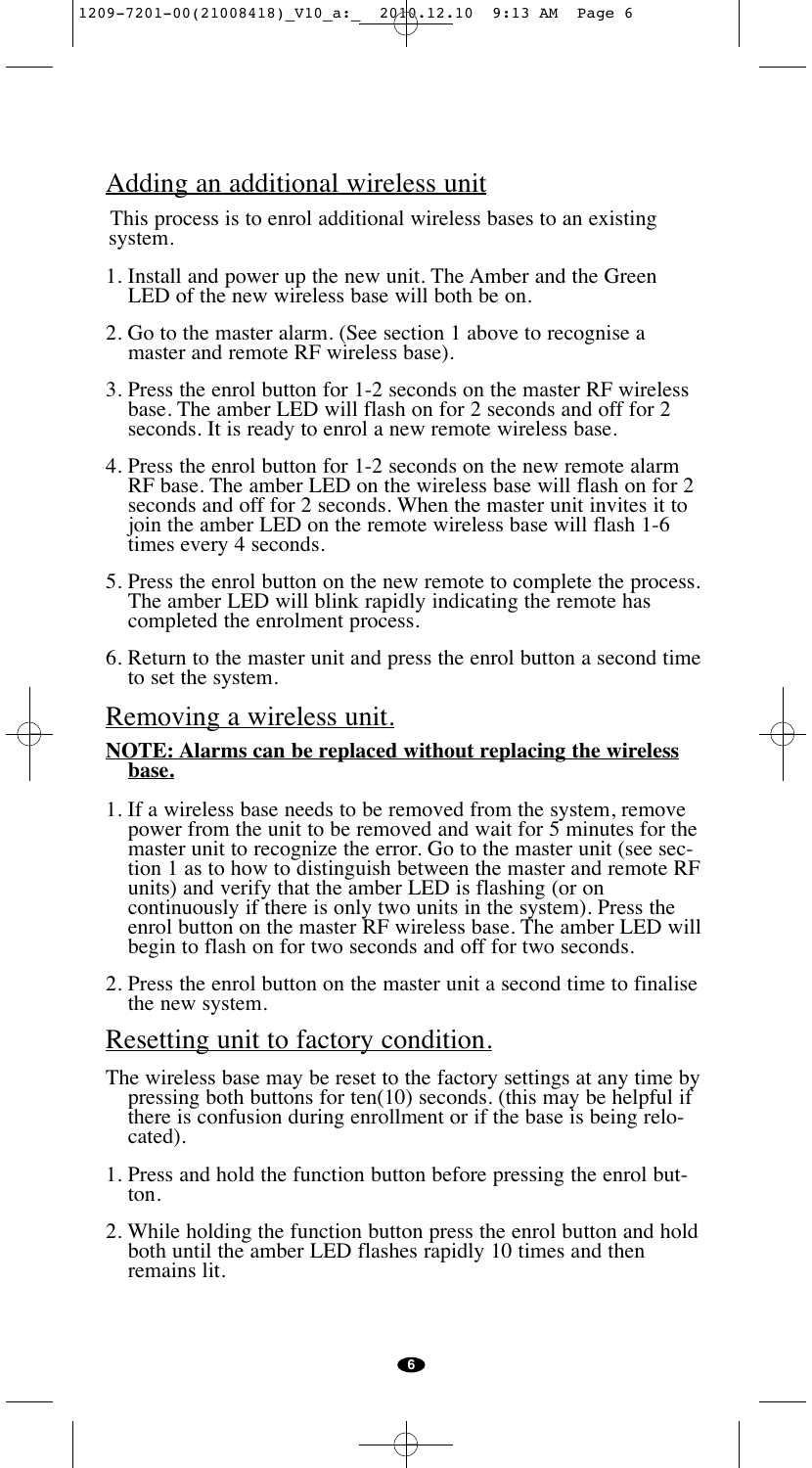## Adding an additional wireless unit

This process is to enrol additional wireless bases to an existing system.

1. Install and power up the new unit. The Amber and the Green LED of the new wireless base will both be on.
2. Go to the master alarm. (See section 1 above to recognise a master and remote RF wireless base).
3. Press the enrol button for 1-2 seconds on the master RF wireless base. The amber LED will flash on for 2 seconds and off for 2 seconds. It is ready to enrol a new remote wireless base.
4. Press the enrol button for 1-2 seconds on the new remote alarm RF base. The amber LED on the wireless base will flash on for 2 seconds and off for 2 seconds. When the master unit invites it to join the amber LED on the remote wireless base will flash 1-6 times every 4 seconds.
5. Press the enrol button on the new remote to complete the process. The amber LED will blink rapidly indicating the remote has completed the enrolment process.
6. Return to the master unit and press the enrol button a second time to set the system.

## Removing a wireless unit.

**NOTE: Alarms can be replaced without replacing the wireless base.**

1. If a wireless base needs to be removed from the system, remove power from the unit to be removed and wait for 5 minutes for the master unit to recognize the error. Go to the master unit (see section 1 as to how to distinguish between the master and remote RF units) and verify that the amber LED is flashing (or on continuously if there is only two units in the system). Press the enrol button on the master RF wireless base. The amber LED will begin to flash on for two seconds and off for two seconds.
2. Press the enrol button on the master unit a second time to finalise the new system.

## Resetting unit to factory condition.

The wireless base may be reset to the factory settings at any time by pressing both buttons for ten(10) seconds. (this may be helpful if there is confusion during enrollment or if the base is being relocated).

1. Press and hold the function button before pressing the enrol button.
2. While holding the function button press the enrol button and hold both until the amber LED flashes rapidly 10 times and then remains lit.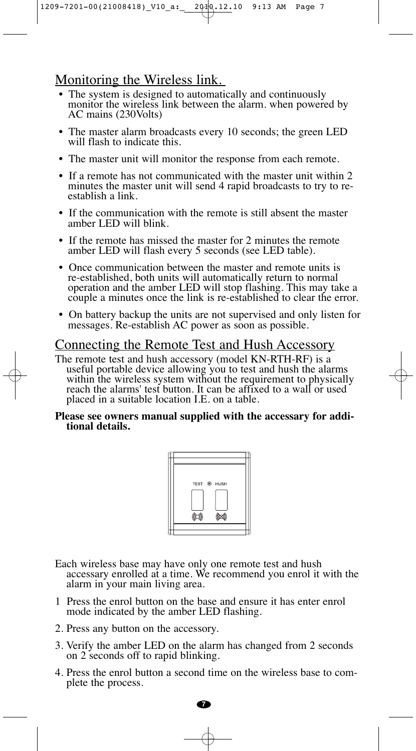## Monitoring the Wireless link.

- The system is designed to automatically and continuously monitor the wireless link between the alarm. when powered by AC mains (230Volts)
- The master alarm broadcasts every 10 seconds; the green LED will flash to indicate this.
- The master unit will monitor the response from each remote.
- If a remote has not communicated with the master unit within 2 minutes the master unit will send 4 rapid broadcasts to try to re-establish a link.
- If the communication with the remote is still absent the master amber LED will blink.
- If the remote has missed the master for 2 minutes the remote amber LED will flash every 5 seconds (see LED table).
- Once communication between the master and remote units is re-established, both units will automatically return to normal operation and the amber LED will stop flashing. This may take a couple a minutes once the link is re-established to clear the error.
- On battery backup the units are not supervised and only listen for messages. Re-establish AC power as soon as possible.

## Connecting the Remote Test and Hush Accessory

The remote test and hush accessory (model KN-RTH-RF) is a useful portable device allowing you to test and hush the alarms within the wireless system without the requirement to physically reach the alarms' test button. It can be affixed to a wall or used placed in a suitable location I.E. on a table.

**Please see owners manual supplied with the accessary for additional details.**

TEST HUSH

Each wireless base may have only one remote test and hush accessary enrolled at a time. We recommend you enrol it with the alarm in your main living area.

1 Press the enrol button on the base and ensure it has enter enrol mode indicated by the amber LED flashing.

2. Press any button on the accessory.

3. Verify the amber LED on the alarm has changed from 2 seconds on 2 seconds off to rapid blinking.

4. Press the enrol button a second time on the wireless base to complete the process.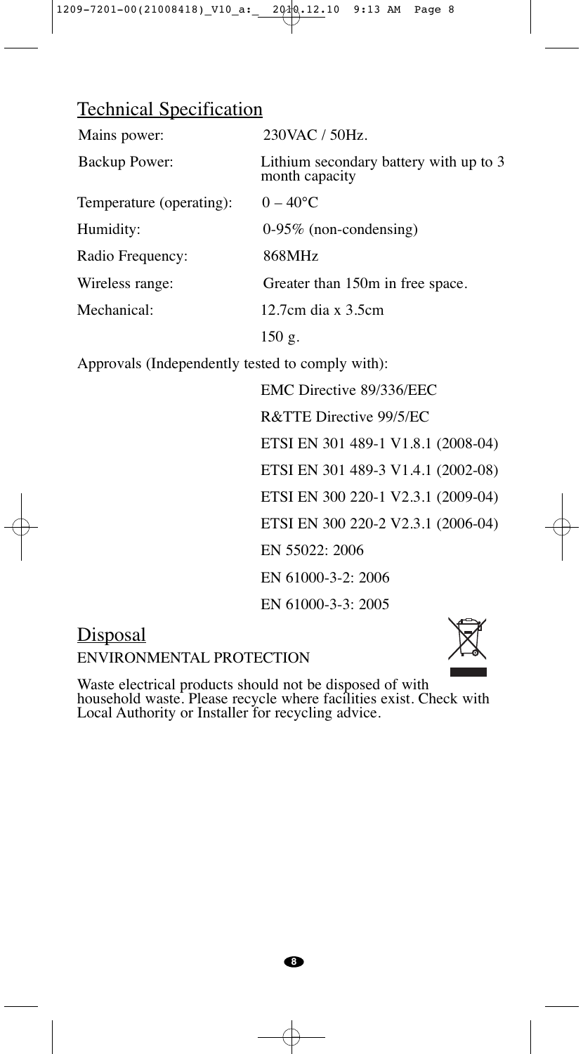## Technical Specification

| | |
|---|---|
| Mains power: | 230VAC / 50Hz. |
| Backup Power: | Lithium secondary battery with up to 3 month capacity |
| Temperature (operating): | 0 – 40°C |
| Humidity: | 0-95% (non-condensing) |
| Radio Frequency: | 868MHz |
| Wireless range: | Greater than 150m in free space. |
| Mechanical: | 12.7cm dia x 3.5cm |
| | 150 g. |

Approvals (Independently tested to comply with):

- EMC Directive 89/336/EEC
- R&TTE Directive 99/5/EC
- ETSI EN 301 489-1 V1.8.1 (2008-04)
- ETSI EN 301 489-3 V1.4.1 (2002-08)
- ETSI EN 300 220-1 V2.3.1 (2009-04)
- ETSI EN 300 220-2 V2.3.1 (2006-04)
- EN 55022: 2006
- EN 61000-3-2: 2006
- EN 61000-3-3: 2005

## Disposal

ENVIRONMENTAL PROTECTION

Waste electrical products should not be disposed of with household waste. Please recycle where facilities exist. Check with Local Authority or Installer for recycling advice.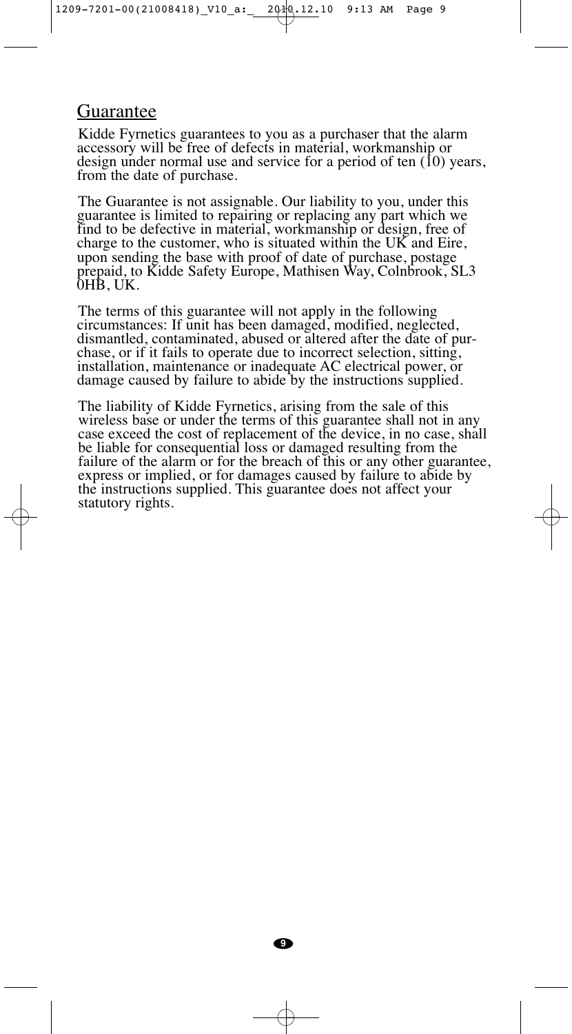## Guarantee

Kidde Fyrnetics guarantees to you as a purchaser that the alarm accessory will be free of defects in material, workmanship or design under normal use and service for a period of ten (10) years, from the date of purchase.

The Guarantee is not assignable. Our liability to you, under this guarantee is limited to repairing or replacing any part which we find to be defective in material, workmanship or design, free of charge to the customer, who is situated within the UK and Eire, upon sending the base with proof of date of purchase, postage prepaid, to Kidde Safety Europe, Mathisen Way, Colnbrook, SL3 0HB, UK.

The terms of this guarantee will not apply in the following circumstances: If unit has been damaged, modified, neglected, dismantled, contaminated, abused or altered after the date of purchase, or if it fails to operate due to incorrect selection, sitting, installation, maintenance or inadequate AC electrical power, or damage caused by failure to abide by the instructions supplied.

The liability of Kidde Fyrnetics, arising from the sale of this wireless base or under the terms of this guarantee shall not in any case exceed the cost of replacement of the device, in no case, shall be liable for consequential loss or damaged resulting from the failure of the alarm or for the breach of this or any other guarantee, express or implied, or for damages caused by failure to abide by the instructions supplied. This guarantee does not affect your statutory rights.